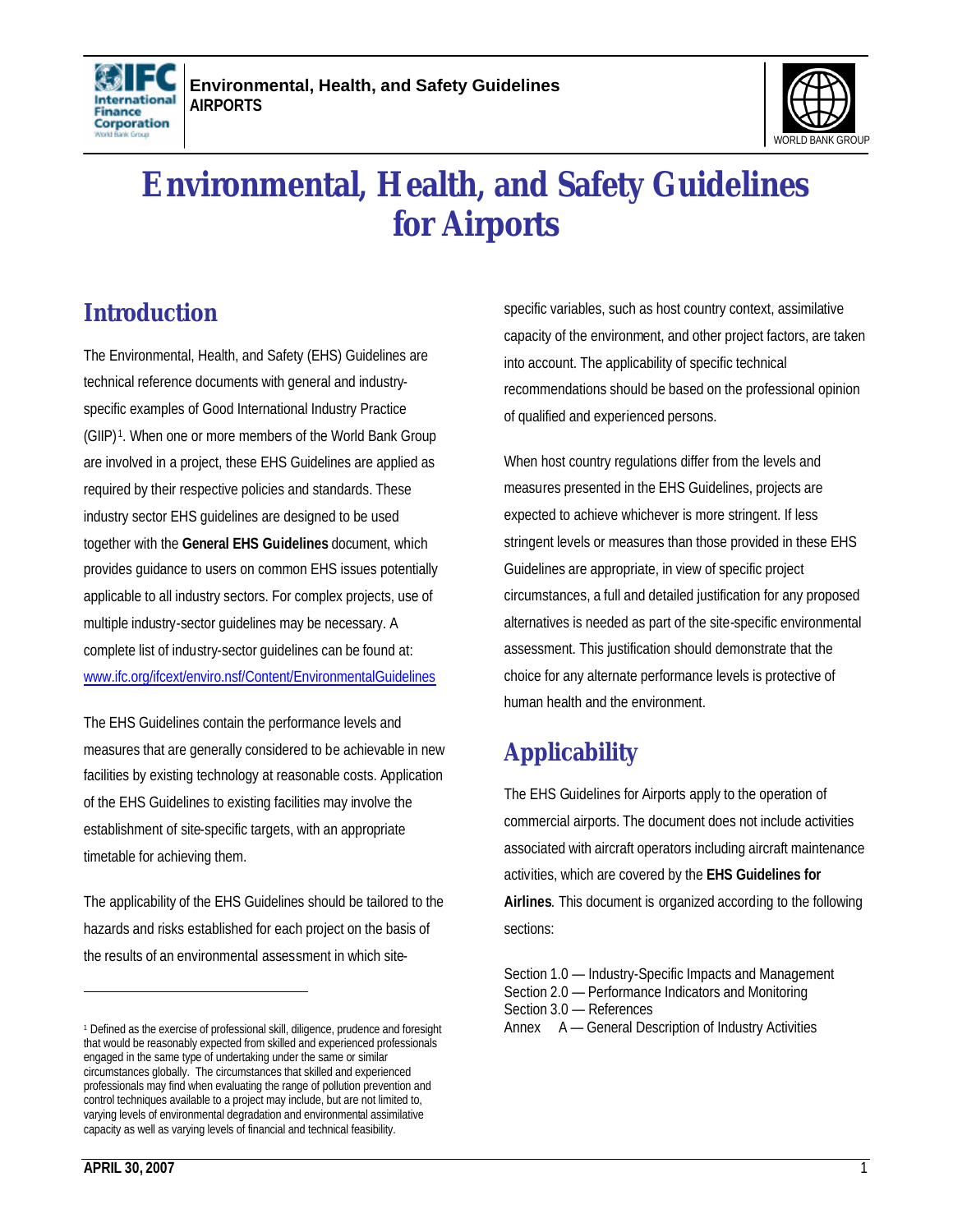# Environmental, Health, and Safety Guidelines for Airports

## Introduction

The Environmental, Health, and Safety (EHS) Guidelines are technical reference documents with general and industry-specific examples of Good International Industry Practice (GIIP)[1]. When one or more members of the World Bank Group are involved in a project, these EHS Guidelines are applied as required by their respective policies and standards. These industry sector EHS guidelines are designed to be used together with the **General EHS Guidelines** document, which provides guidance to users on common EHS issues potentially applicable to all industry sectors. For complex projects, use of multiple industry-sector guidelines may be necessary. A complete list of industry-sector guidelines can be found at: www.ifc.org/ifcext/enviro.nsf/Content/EnvironmentalGuidelines

The EHS Guidelines contain the performance levels and measures that are generally considered to be achievable in new facilities by existing technology at reasonable costs. Application of the EHS Guidelines to existing facilities may involve the establishment of site-specific targets, with an appropriate timetable for achieving them.

The applicability of the EHS Guidelines should be tailored to the hazards and risks established for each project on the basis of the results of an environmental assessment in which site-specific variables, such as host country context, assimilative capacity of the environment, and other project factors, are taken into account. The applicability of specific technical recommendations should be based on the professional opinion of qualified and experienced persons.

When host country regulations differ from the levels and measures presented in the EHS Guidelines, projects are expected to achieve whichever is more stringent. If less stringent levels or measures than those provided in these EHS Guidelines are appropriate, in view of specific project circumstances, a full and detailed justification for any proposed alternatives is needed as part of the site-specific environmental assessment. This justification should demonstrate that the choice for any alternate performance levels is protective of human health and the environment.

## Applicability

The EHS Guidelines for Airports apply to the operation of commercial airports. The document does not include activities associated with aircraft operators including aircraft maintenance activities, which are covered by the **EHS Guidelines for Airlines**. This document is organized according to the following sections:

Section 1.0 — Industry-Specific Impacts and Management
Section 2.0 — Performance Indicators and Monitoring
Section 3.0 — References
Annex A — General Description of Industry Activities

[1] Defined as the exercise of professional skill, diligence, prudence and foresight that would be reasonably expected from skilled and experienced professionals engaged in the same type of undertaking under the same or similar circumstances globally. The circumstances that skilled and experienced professionals may find when evaluating the range of pollution prevention and control techniques available to a project may include, but are not limited to, varying levels of environmental degradation and environmental assimilative capacity as well as varying levels of financial and technical feasibility.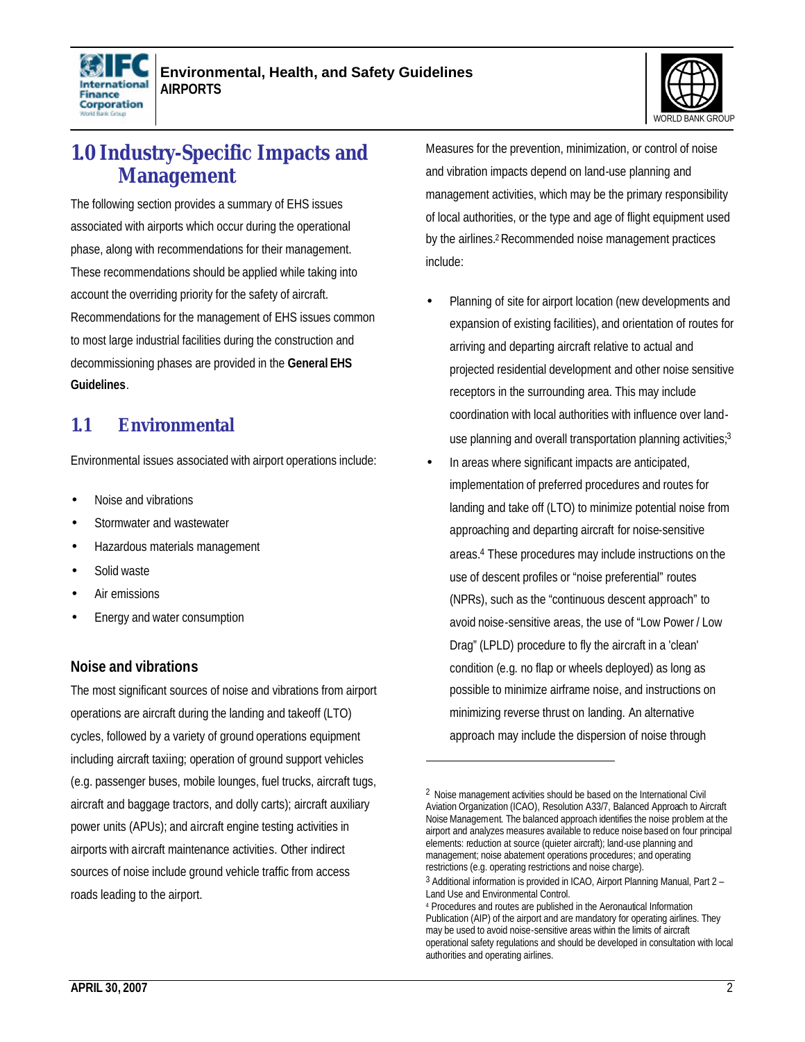# 1.0 Industry-Specific Impacts and Management

The following section provides a summary of EHS issues associated with airports which occur during the operational phase, along with recommendations for their management. These recommendations should be applied while taking into account the overriding priority for the safety of aircraft. Recommendations for the management of EHS issues common to most large industrial facilities during the construction and decommissioning phases are provided in the **General EHS Guidelines**.

## 1.1 Environmental

Environmental issues associated with airport operations include:

- Noise and vibrations
- Stormwater and wastewater
- Hazardous materials management
- Solid waste
- Air emissions
- Energy and water consumption

### Noise and vibrations

The most significant sources of noise and vibrations from airport operations are aircraft during the landing and takeoff (LTO) cycles, followed by a variety of ground operations equipment including aircraft taxiing; operation of ground support vehicles (e.g. passenger buses, mobile lounges, fuel trucks, aircraft tugs, aircraft and baggage tractors, and dolly carts); aircraft auxiliary power units (APUs); and aircraft engine testing activities in airports with aircraft maintenance activities. Other indirect sources of noise include ground vehicle traffic from access roads leading to the airport.

Measures for the prevention, minimization, or control of noise and vibration impacts depend on land-use planning and management activities, which may be the primary responsibility of local authorities, or the type and age of flight equipment used by the airlines.[2] Recommended noise management practices include:

- Planning of site for airport location (new developments and expansion of existing facilities), and orientation of routes for arriving and departing aircraft relative to actual and projected residential development and other noise sensitive receptors in the surrounding area. This may include coordination with local authorities with influence over land-use planning and overall transportation planning activities;[3]
- In areas where significant impacts are anticipated, implementation of preferred procedures and routes for landing and take off (LTO) to minimize potential noise from approaching and departing aircraft for noise-sensitive areas.[4] These procedures may include instructions on the use of descent profiles or "noise preferential" routes (NPRs), such as the "continuous descent approach" to avoid noise-sensitive areas, the use of "Low Power / Low Drag" (LPLD) procedure to fly the aircraft in a 'clean' condition (e.g. no flap or wheels deployed) as long as possible to minimize airframe noise, and instructions on minimizing reverse thrust on landing. An alternative approach may include the dispersion of noise through

---

[2] Noise management activities should be based on the International Civil Aviation Organization (ICAO), Resolution A33/7, Balanced Approach to Aircraft Noise Management. The balanced approach identifies the noise problem at the airport and analyzes measures available to reduce noise based on four principal elements: reduction at source (quieter aircraft); land-use planning and management; noise abatement operations procedures; and operating restrictions (e.g. operating restrictions and noise charge).

[3] Additional information is provided in ICAO, Airport Planning Manual, Part 2 – Land Use and Environmental Control.

[4] Procedures and routes are published in the Aeronautical Information Publication (AIP) of the airport and are mandatory for operating airlines. They may be used to avoid noise-sensitive areas within the limits of aircraft operational safety regulations and should be developed in consultation with local authorities and operating airlines.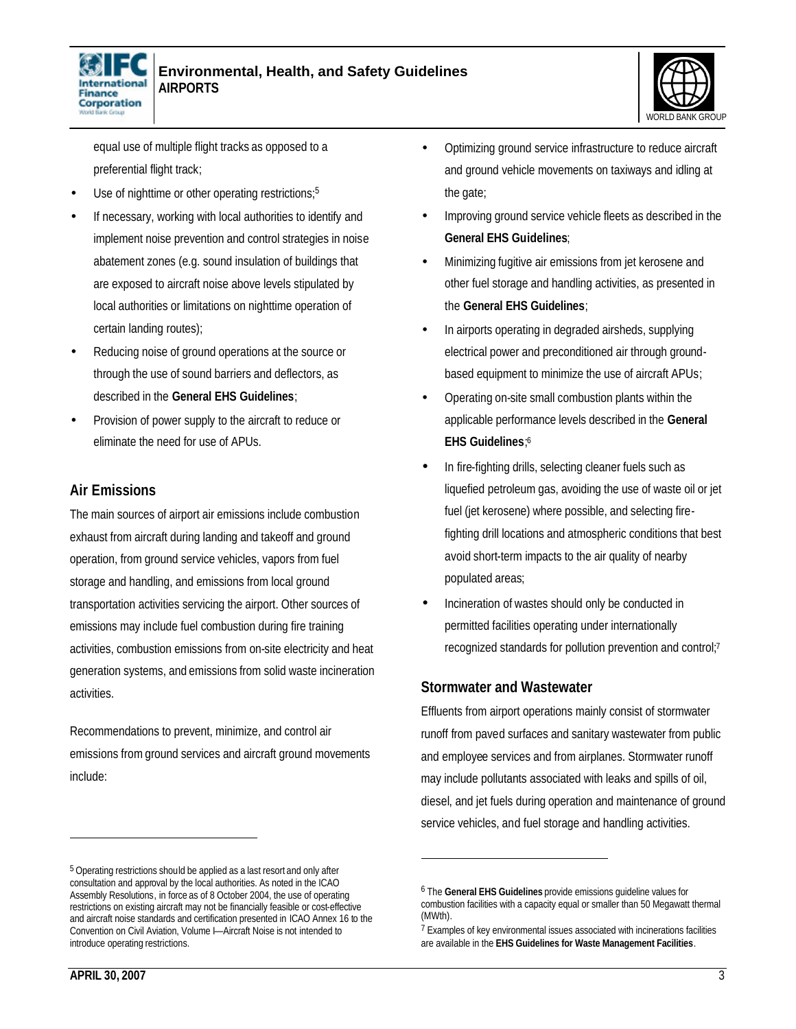equal use of multiple flight tracks as opposed to a preferential flight track;

- Use of nighttime or other operating restrictions;[5]
- If necessary, working with local authorities to identify and implement noise prevention and control strategies in noise abatement zones (e.g. sound insulation of buildings that are exposed to aircraft noise above levels stipulated by local authorities or limitations on nighttime operation of certain landing routes);
- Reducing noise of ground operations at the source or through the use of sound barriers and deflectors, as described in the **General EHS Guidelines**;
- Provision of power supply to the aircraft to reduce or eliminate the need for use of APUs.

## Air Emissions

The main sources of airport air emissions include combustion exhaust from aircraft during landing and takeoff and ground operation, from ground service vehicles, vapors from fuel storage and handling, and emissions from local ground transportation activities servicing the airport. Other sources of emissions may include fuel combustion during fire training activities, combustion emissions from on-site electricity and heat generation systems, and emissions from solid waste incineration activities.

Recommendations to prevent, minimize, and control air emissions from ground services and aircraft ground movements include:

- Optimizing ground service infrastructure to reduce aircraft and ground vehicle movements on taxiways and idling at the gate;
- Improving ground service vehicle fleets as described in the **General EHS Guidelines**;
- Minimizing fugitive air emissions from jet kerosene and other fuel storage and handling activities, as presented in the **General EHS Guidelines**;
- In airports operating in degraded airsheds, supplying electrical power and preconditioned air through ground-based equipment to minimize the use of aircraft APUs;
- Operating on-site small combustion plants within the applicable performance levels described in the **General EHS Guidelines**;[6]
- In fire-fighting drills, selecting cleaner fuels such as liquefied petroleum gas, avoiding the use of waste oil or jet fuel (jet kerosene) where possible, and selecting fire-fighting drill locations and atmospheric conditions that best avoid short-term impacts to the air quality of nearby populated areas;
- Incineration of wastes should only be conducted in permitted facilities operating under internationally recognized standards for pollution prevention and control;[7]

## Stormwater and Wastewater

Effluents from airport operations mainly consist of stormwater runoff from paved surfaces and sanitary wastewater from public and employee services and from airplanes. Stormwater runoff may include pollutants associated with leaks and spills of oil, diesel, and jet fuels during operation and maintenance of ground service vehicles, and fuel storage and handling activities.

---

[5] Operating restrictions should be applied as a last resort and only after consultation and approval by the local authorities. As noted in the ICAO Assembly Resolutions, in force as of 8 October 2004, the use of operating restrictions on existing aircraft may not be financially feasible or cost-effective and aircraft noise standards and certification presented in ICAO Annex 16 to the Convention on Civil Aviation, Volume I—Aircraft Noise is not intended to introduce operating restrictions.

[6] The **General EHS Guidelines** provide emissions guideline values for combustion facilities with a capacity equal or smaller than 50 Megawatt thermal (MWth).

[7] Examples of key environmental issues associated with incinerations facilities are available in the **EHS Guidelines for Waste Management Facilities**.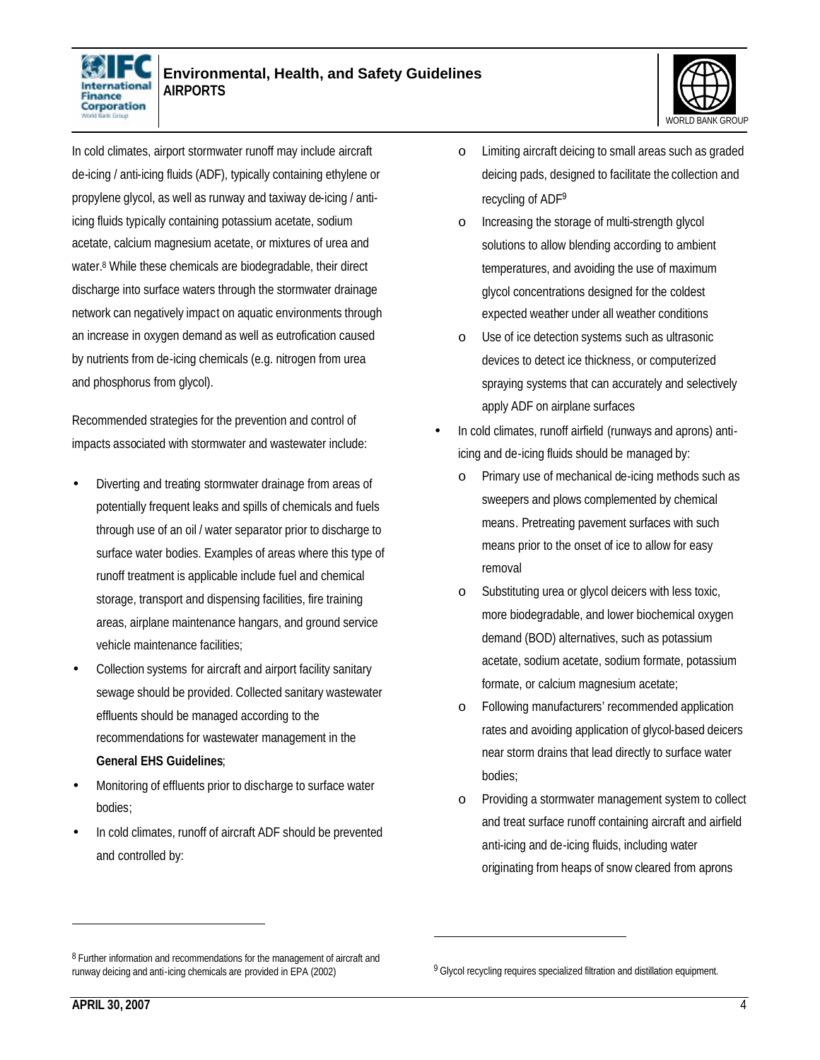In cold climates, airport stormwater runoff may include aircraft de-icing / anti-icing fluids (ADF), typically containing ethylene or propylene glycol, as well as runway and taxiway de-icing / anti-icing fluids typically containing potassium acetate, sodium acetate, calcium magnesium acetate, or mixtures of urea and water.[8] While these chemicals are biodegradable, their direct discharge into surface waters through the stormwater drainage network can negatively impact on aquatic environments through an increase in oxygen demand as well as eutrofication caused by nutrients from de-icing chemicals (e.g. nitrogen from urea and phosphorus from glycol).

Recommended strategies for the prevention and control of impacts associated with stormwater and wastewater include:

- Diverting and treating stormwater drainage from areas of potentially frequent leaks and spills of chemicals and fuels through use of an oil / water separator prior to discharge to surface water bodies. Examples of areas where this type of runoff treatment is applicable include fuel and chemical storage, transport and dispensing facilities, fire training areas, airplane maintenance hangars, and ground service vehicle maintenance facilities;
- Collection systems for aircraft and airport facility sanitary sewage should be provided. Collected sanitary wastewater effluents should be managed according to the recommendations for wastewater management in the **General EHS Guidelines**;
- Monitoring of effluents prior to discharge to surface water bodies;
- In cold climates, runoff of aircraft ADF should be prevented and controlled by:
    - Limiting aircraft deicing to small areas such as graded deicing pads, designed to facilitate the collection and recycling of ADF[9]
    - Increasing the storage of multi-strength glycol solutions to allow blending according to ambient temperatures, and avoiding the use of maximum glycol concentrations designed for the coldest expected weather under all weather conditions
    - Use of ice detection systems such as ultrasonic devices to detect ice thickness, or computerized spraying systems that can accurately and selectively apply ADF on airplane surfaces
- In cold climates, runoff airfield (runways and aprons) anti-icing and de-icing fluids should be managed by:
    - Primary use of mechanical de-icing methods such as sweepers and plows complemented by chemical means. Pretreating pavement surfaces with such means prior to the onset of ice to allow for easy removal
    - Substituting urea or glycol deicers with less toxic, more biodegradable, and lower biochemical oxygen demand (BOD) alternatives, such as potassium acetate, sodium acetate, sodium formate, potassium formate, or calcium magnesium acetate;
    - Following manufacturers' recommended application rates and avoiding application of glycol-based deicers near storm drains that lead directly to surface water bodies;
    - Providing a stormwater management system to collect and treat surface runoff containing aircraft and airfield anti-icing and de-icing fluids, including water originating from heaps of snow cleared from aprons

---

[8] Further information and recommendations for the management of aircraft and runway deicing and anti-icing chemicals are provided in EPA (2002)

[9] Glycol recycling requires specialized filtration and distillation equipment.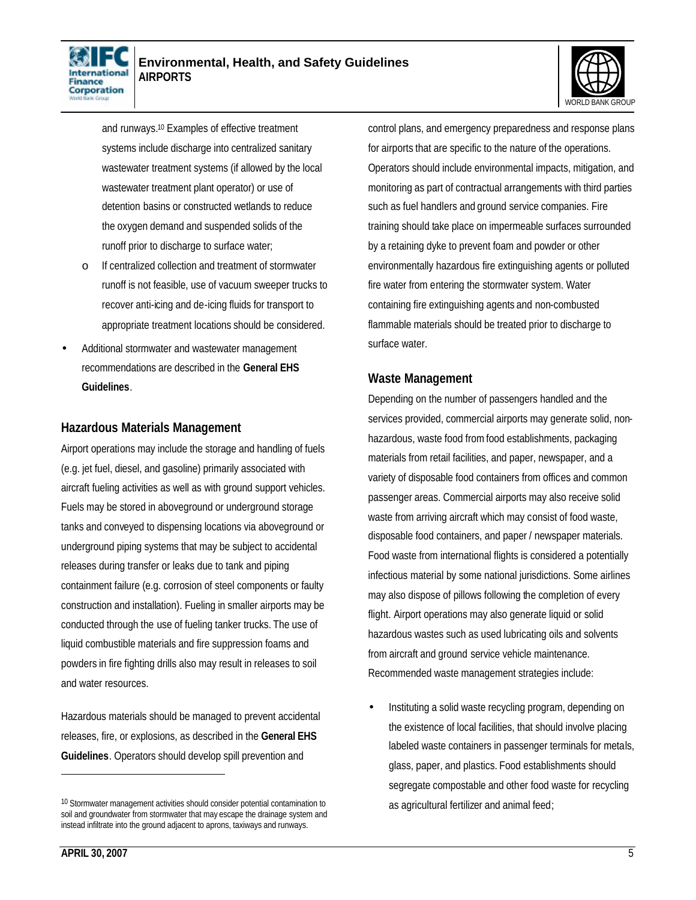and runways.[10] Examples of effective treatment systems include discharge into centralized sanitary wastewater treatment systems (if allowed by the local wastewater treatment plant operator) or use of detention basins or constructed wetlands to reduce the oxygen demand and suspended solids of the runoff prior to discharge to surface water;

  - If centralized collection and treatment of stormwater runoff is not feasible, use of vacuum sweeper trucks to recover anti-icing and de-icing fluids for transport to appropriate treatment locations should be considered.

- Additional stormwater and wastewater management recommendations are described in the **General EHS Guidelines**.

## Hazardous Materials Management

Airport operations may include the storage and handling of fuels (e.g. jet fuel, diesel, and gasoline) primarily associated with aircraft fueling activities as well as with ground support vehicles. Fuels may be stored in aboveground or underground storage tanks and conveyed to dispensing locations via aboveground or underground piping systems that may be subject to accidental releases during transfer or leaks due to tank and piping containment failure (e.g. corrosion of steel components or faulty construction and installation). Fueling in smaller airports may be conducted through the use of fueling tanker trucks. The use of liquid combustible materials and fire suppression foams and powders in fire fighting drills also may result in releases to soil and water resources.

Hazardous materials should be managed to prevent accidental releases, fire, or explosions, as described in the **General EHS Guidelines**. Operators should develop spill prevention and control plans, and emergency preparedness and response plans for airports that are specific to the nature of the operations. Operators should include environmental impacts, mitigation, and monitoring as part of contractual arrangements with third parties such as fuel handlers and ground service companies. Fire training should take place on impermeable surfaces surrounded by a retaining dyke to prevent foam and powder or other environmentally hazardous fire extinguishing agents or polluted fire water from entering the stormwater system. Water containing fire extinguishing agents and non-combusted flammable materials should be treated prior to discharge to surface water.

## Waste Management

Depending on the number of passengers handled and the services provided, commercial airports may generate solid, non-hazardous, waste food from food establishments, packaging materials from retail facilities, and paper, newspaper, and a variety of disposable food containers from offices and common passenger areas. Commercial airports may also receive solid waste from arriving aircraft which may consist of food waste, disposable food containers, and paper / newspaper materials. Food waste from international flights is considered a potentially infectious material by some national jurisdictions. Some airlines may also dispose of pillows following the completion of every flight. Airport operations may also generate liquid or solid hazardous wastes such as used lubricating oils and solvents from aircraft and ground service vehicle maintenance. Recommended waste management strategies include:

- Instituting a solid waste recycling program, depending on the existence of local facilities, that should involve placing labeled waste containers in passenger terminals for metals, glass, paper, and plastics. Food establishments should segregate compostable and other food waste for recycling as agricultural fertilizer and animal feed;

---

[10] Stormwater management activities should consider potential contamination to soil and groundwater from stormwater that may escape the drainage system and instead infiltrate into the ground adjacent to aprons, taxiways and runways.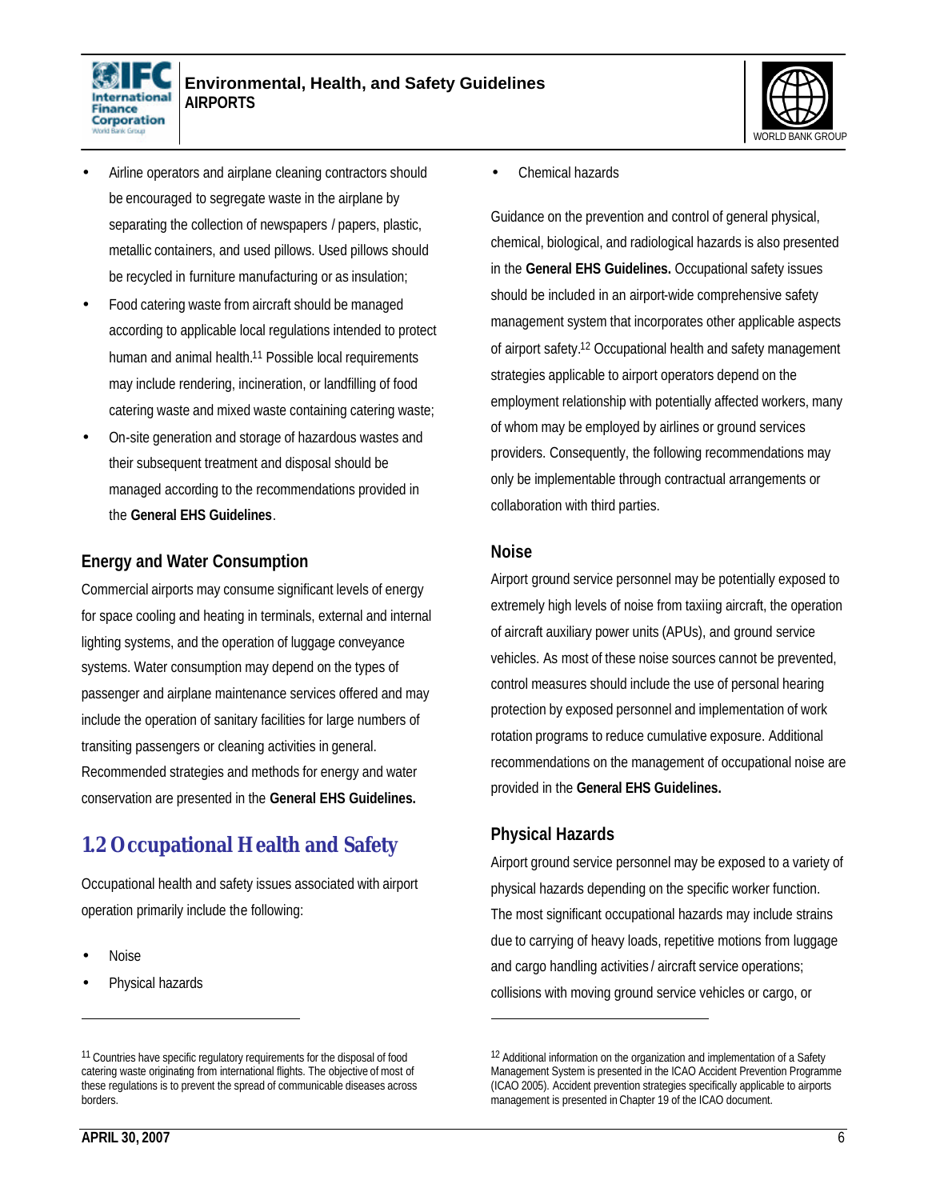- Airline operators and airplane cleaning contractors should be encouraged to segregate waste in the airplane by separating the collection of newspapers / papers, plastic, metallic containers, and used pillows. Used pillows should be recycled in furniture manufacturing or as insulation;
- Food catering waste from aircraft should be managed according to applicable local regulations intended to protect human and animal health.[11] Possible local requirements may include rendering, incineration, or landfilling of food catering waste and mixed waste containing catering waste;
- On-site generation and storage of hazardous wastes and their subsequent treatment and disposal should be managed according to the recommendations provided in the **General EHS Guidelines**.

### Energy and Water Consumption

Commercial airports may consume significant levels of energy for space cooling and heating in terminals, external and internal lighting systems, and the operation of luggage conveyance systems. Water consumption may depend on the types of passenger and airplane maintenance services offered and may include the operation of sanitary facilities for large numbers of transiting passengers or cleaning activities in general. Recommended strategies and methods for energy and water conservation are presented in the **General EHS Guidelines.**

## 1.2 Occupational Health and Safety

Occupational health and safety issues associated with airport operation primarily include the following:

- Noise
- Physical hazards
- Chemical hazards

Guidance on the prevention and control of general physical, chemical, biological, and radiological hazards is also presented in the **General EHS Guidelines.** Occupational safety issues should be included in an airport-wide comprehensive safety management system that incorporates other applicable aspects of airport safety.[12] Occupational health and safety management strategies applicable to airport operators depend on the employment relationship with potentially affected workers, many of whom may be employed by airlines or ground services providers. Consequently, the following recommendations may only be implementable through contractual arrangements or collaboration with third parties.

### Noise

Airport ground service personnel may be potentially exposed to extremely high levels of noise from taxiing aircraft, the operation of aircraft auxiliary power units (APUs), and ground service vehicles. As most of these noise sources cannot be prevented, control measures should include the use of personal hearing protection by exposed personnel and implementation of work rotation programs to reduce cumulative exposure. Additional recommendations on the management of occupational noise are provided in the **General EHS Guidelines.**

### Physical Hazards

Airport ground service personnel may be exposed to a variety of physical hazards depending on the specific worker function. The most significant occupational hazards may include strains due to carrying of heavy loads, repetitive motions from luggage and cargo handling activities / aircraft service operations; collisions with moving ground service vehicles or cargo, or

---

[11] Countries have specific regulatory requirements for the disposal of food catering waste originating from international flights. The objective of most of these regulations is to prevent the spread of communicable diseases across borders.

[12] Additional information on the organization and implementation of a Safety Management System is presented in the ICAO Accident Prevention Programme (ICAO 2005). Accident prevention strategies specifically applicable to airports management is presented in Chapter 19 of the ICAO document.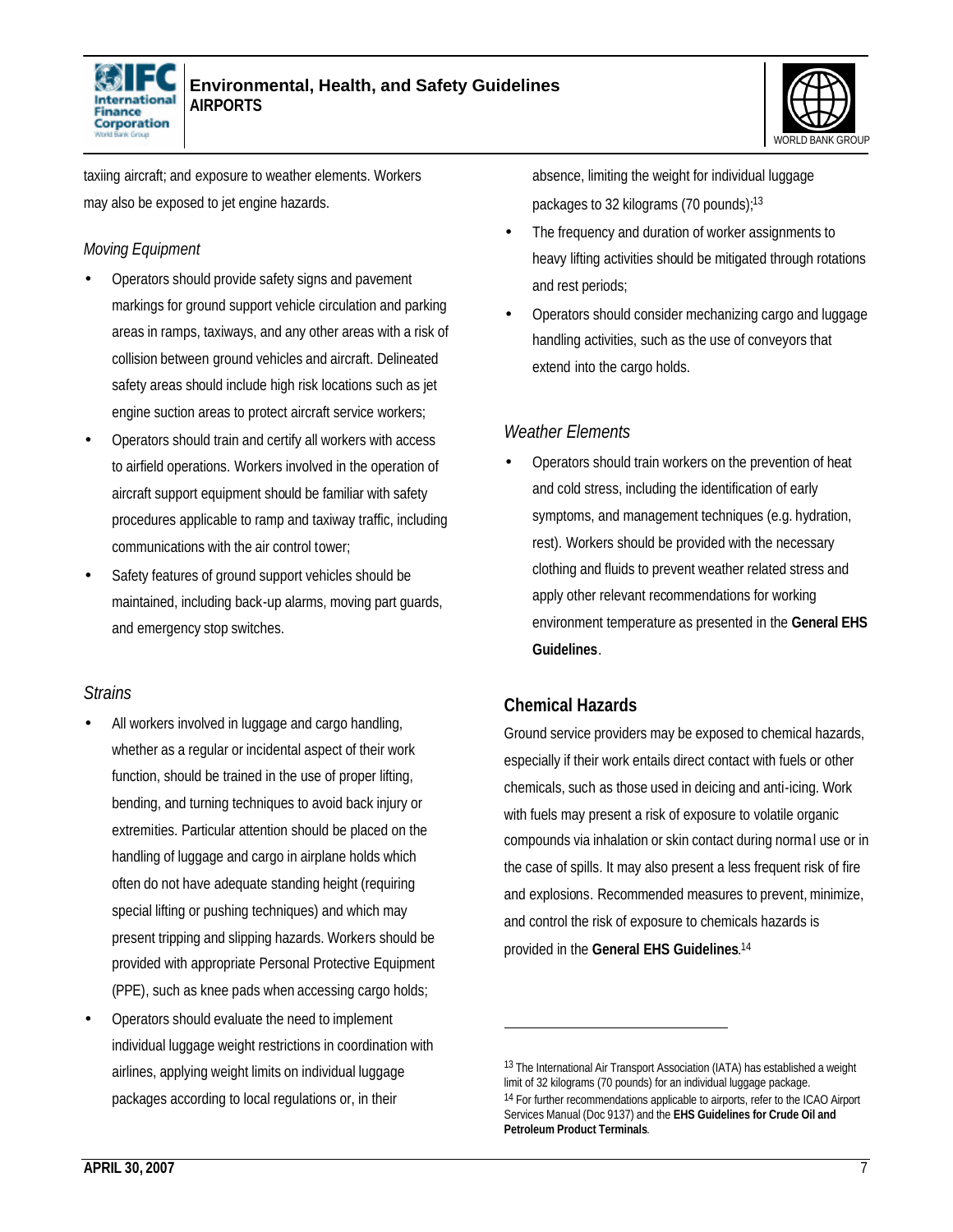taxiing aircraft; and exposure to weather elements. Workers may also be exposed to jet engine hazards.

*Moving Equipment*

- Operators should provide safety signs and pavement markings for ground support vehicle circulation and parking areas in ramps, taxiways, and any other areas with a risk of collision between ground vehicles and aircraft. Delineated safety areas should include high risk locations such as jet engine suction areas to protect aircraft service workers;
- Operators should train and certify all workers with access to airfield operations. Workers involved in the operation of aircraft support equipment should be familiar with safety procedures applicable to ramp and taxiway traffic, including communications with the air control tower;
- Safety features of ground support vehicles should be maintained, including back-up alarms, moving part guards, and emergency stop switches.

*Strains*

- All workers involved in luggage and cargo handling, whether as a regular or incidental aspect of their work function, should be trained in the use of proper lifting, bending, and turning techniques to avoid back injury or extremities. Particular attention should be placed on the handling of luggage and cargo in airplane holds which often do not have adequate standing height (requiring special lifting or pushing techniques) and which may present tripping and slipping hazards. Workers should be provided with appropriate Personal Protective Equipment (PPE), such as knee pads when accessing cargo holds;
- Operators should evaluate the need to implement individual luggage weight restrictions in coordination with airlines, applying weight limits on individual luggage packages according to local regulations or, in their absence, limiting the weight for individual luggage packages to 32 kilograms (70 pounds);[13]
- The frequency and duration of worker assignments to heavy lifting activities should be mitigated through rotations and rest periods;
- Operators should consider mechanizing cargo and luggage handling activities, such as the use of conveyors that extend into the cargo holds.

*Weather Elements*

- Operators should train workers on the prevention of heat and cold stress, including the identification of early symptoms, and management techniques (e.g. hydration, rest). Workers should be provided with the necessary clothing and fluids to prevent weather related stress and apply other relevant recommendations for working environment temperature as presented in the **General EHS Guidelines**.

## Chemical Hazards

Ground service providers may be exposed to chemical hazards, especially if their work entails direct contact with fuels or other chemicals, such as those used in deicing and anti-icing. Work with fuels may present a risk of exposure to volatile organic compounds via inhalation or skin contact during normal use or in the case of spills. It may also present a less frequent risk of fire and explosions. Recommended measures to prevent, minimize, and control the risk of exposure to chemicals hazards is provided in the **General EHS Guidelines**.[14]

---

[13] The International Air Transport Association (IATA) has established a weight limit of 32 kilograms (70 pounds) for an individual luggage package.

[14] For further recommendations applicable to airports, refer to the ICAO Airport Services Manual (Doc 9137) and the **EHS Guidelines for Crude Oil and Petroleum Product Terminals**.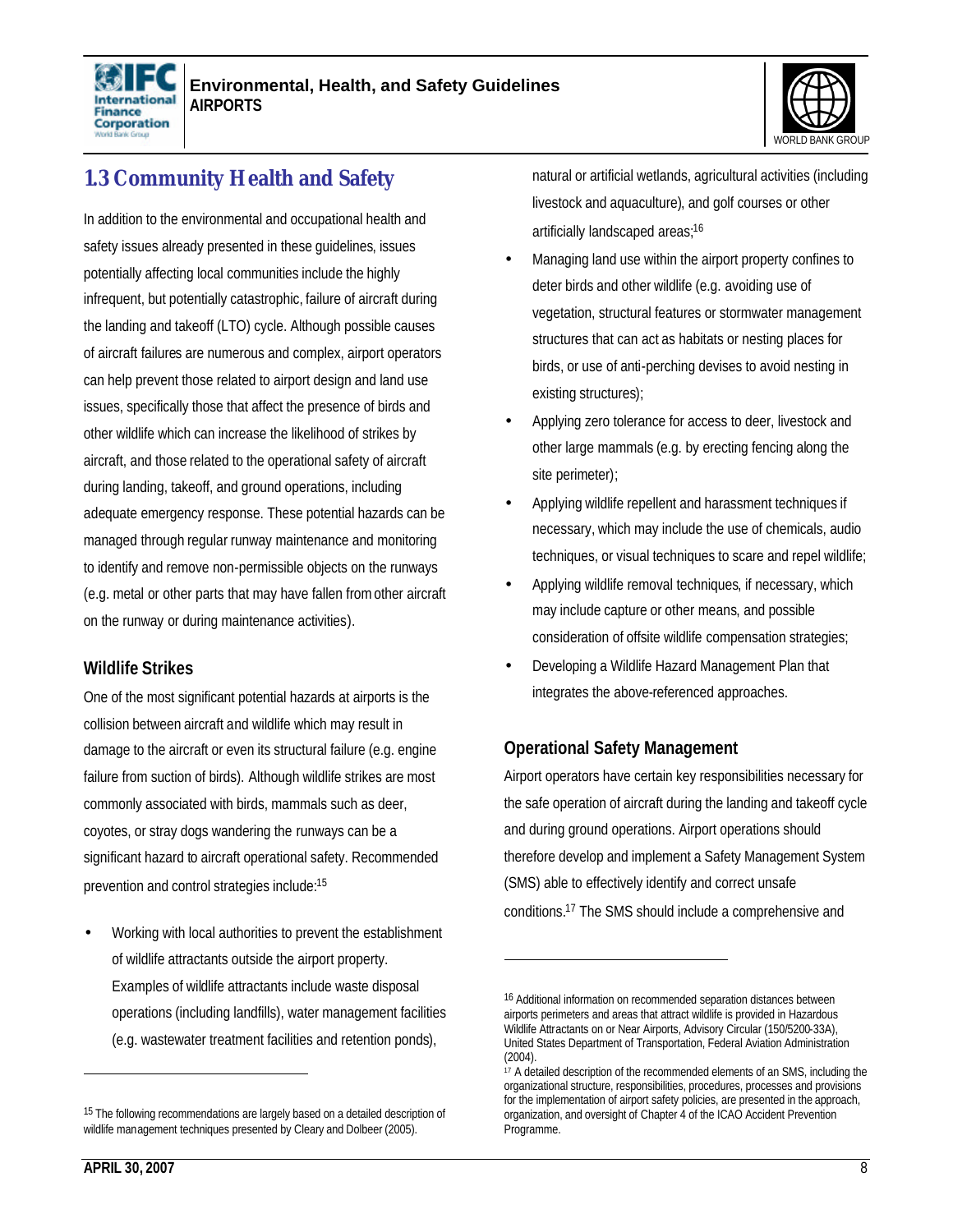## 1.3 Community Health and Safety

In addition to the environmental and occupational health and safety issues already presented in these guidelines, issues potentially affecting local communities include the highly infrequent, but potentially catastrophic, failure of aircraft during the landing and takeoff (LTO) cycle. Although possible causes of aircraft failures are numerous and complex, airport operators can help prevent those related to airport design and land use issues, specifically those that affect the presence of birds and other wildlife which can increase the likelihood of strikes by aircraft, and those related to the operational safety of aircraft during landing, takeoff, and ground operations, including adequate emergency response. These potential hazards can be managed through regular runway maintenance and monitoring to identify and remove non-permissible objects on the runways (e.g. metal or other parts that may have fallen from other aircraft on the runway or during maintenance activities).

### Wildlife Strikes

One of the most significant potential hazards at airports is the collision between aircraft and wildlife which may result in damage to the aircraft or even its structural failure (e.g. engine failure from suction of birds). Although wildlife strikes are most commonly associated with birds, mammals such as deer, coyotes, or stray dogs wandering the runways can be a significant hazard to aircraft operational safety. Recommended prevention and control strategies include:[15]

- Working with local authorities to prevent the establishment of wildlife attractants outside the airport property. Examples of wildlife attractants include waste disposal operations (including landfills), water management facilities (e.g. wastewater treatment facilities and retention ponds), natural or artificial wetlands, agricultural activities (including livestock and aquaculture), and golf courses or other artificially landscaped areas;[16]
- Managing land use within the airport property confines to deter birds and other wildlife (e.g. avoiding use of vegetation, structural features or stormwater management structures that can act as habitats or nesting places for birds, or use of anti-perching devises to avoid nesting in existing structures);
- Applying zero tolerance for access to deer, livestock and other large mammals (e.g. by erecting fencing along the site perimeter);
- Applying wildlife repellent and harassment techniques if necessary, which may include the use of chemicals, audio techniques, or visual techniques to scare and repel wildlife;
- Applying wildlife removal techniques, if necessary, which may include capture or other means, and possible consideration of offsite wildlife compensation strategies;
- Developing a Wildlife Hazard Management Plan that integrates the above-referenced approaches.

### Operational Safety Management

Airport operators have certain key responsibilities necessary for the safe operation of aircraft during the landing and takeoff cycle and during ground operations. Airport operations should therefore develop and implement a Safety Management System (SMS) able to effectively identify and correct unsafe conditions.[17] The SMS should include a comprehensive and

---

[15] The following recommendations are largely based on a detailed description of wildlife management techniques presented by Cleary and Dolbeer (2005).

[16] Additional information on recommended separation distances between airports perimeters and areas that attract wildlife is provided in Hazardous Wildlife Attractants on or Near Airports, Advisory Circular (150/5200-33A), United States Department of Transportation, Federal Aviation Administration (2004).

[17] A detailed description of the recommended elements of an SMS, including the organizational structure, responsibilities, procedures, processes and provisions for the implementation of airport safety policies, are presented in the approach, organization, and oversight of Chapter 4 of the ICAO Accident Prevention Programme.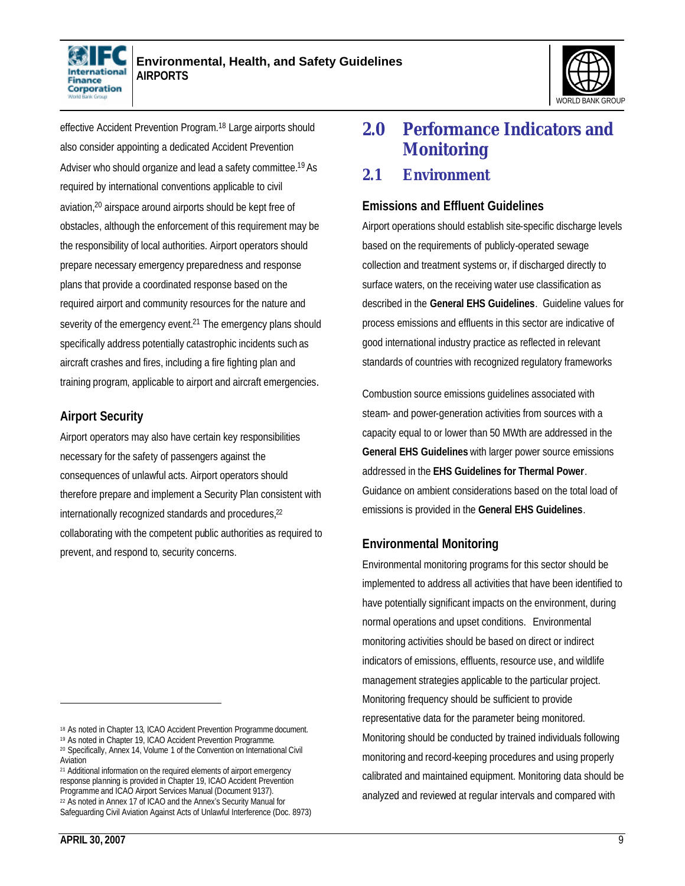effective Accident Prevention Program.[18] Large airports should also consider appointing a dedicated Accident Prevention Adviser who should organize and lead a safety committee.[19] As required by international conventions applicable to civil aviation,[20] airspace around airports should be kept free of obstacles, although the enforcement of this requirement may be the responsibility of local authorities. Airport operators should prepare necessary emergency preparedness and response plans that provide a coordinated response based on the required airport and community resources for the nature and severity of the emergency event.[21] The emergency plans should specifically address potentially catastrophic incidents such as aircraft crashes and fires, including a fire fighting plan and training program, applicable to airport and aircraft emergencies.

### Airport Security

Airport operators may also have certain key responsibilities necessary for the safety of passengers against the consequences of unlawful acts. Airport operators should therefore prepare and implement a Security Plan consistent with internationally recognized standards and procedures,[22] collaborating with the competent public authorities as required to prevent, and respond to, security concerns.

# 2.0 Performance Indicators and Monitoring

## 2.1 Environment

### Emissions and Effluent Guidelines

Airport operations should establish site-specific discharge levels based on the requirements of publicly-operated sewage collection and treatment systems or, if discharged directly to surface waters, on the receiving water use classification as described in the **General EHS Guidelines**. Guideline values for process emissions and effluents in this sector are indicative of good international industry practice as reflected in relevant standards of countries with recognized regulatory frameworks

Combustion source emissions guidelines associated with steam- and power-generation activities from sources with a capacity equal to or lower than 50 MWth are addressed in the **General EHS Guidelines** with larger power source emissions addressed in the **EHS Guidelines for Thermal Power**. Guidance on ambient considerations based on the total load of emissions is provided in the **General EHS Guidelines**.

### Environmental Monitoring

Environmental monitoring programs for this sector should be implemented to address all activities that have been identified to have potentially significant impacts on the environment, during normal operations and upset conditions. Environmental monitoring activities should be based on direct or indirect indicators of emissions, effluents, resource use, and wildlife management strategies applicable to the particular project. Monitoring frequency should be sufficient to provide representative data for the parameter being monitored. Monitoring should be conducted by trained individuals following monitoring and record-keeping procedures and using properly calibrated and maintained equipment. Monitoring data should be analyzed and reviewed at regular intervals and compared with

---

[18] As noted in Chapter 13, ICAO Accident Prevention Programme document.
[19] As noted in Chapter 19, ICAO Accident Prevention Programme.
[20] Specifically, Annex 14, Volume 1 of the Convention on International Civil Aviation
[21] Additional information on the required elements of airport emergency response planning is provided in Chapter 19, ICAO Accident Prevention Programme and ICAO Airport Services Manual (Document 9137).
[22] As noted in Annex 17 of ICAO and the Annex's Security Manual for Safeguarding Civil Aviation Against Acts of Unlawful Interference (Doc. 8973)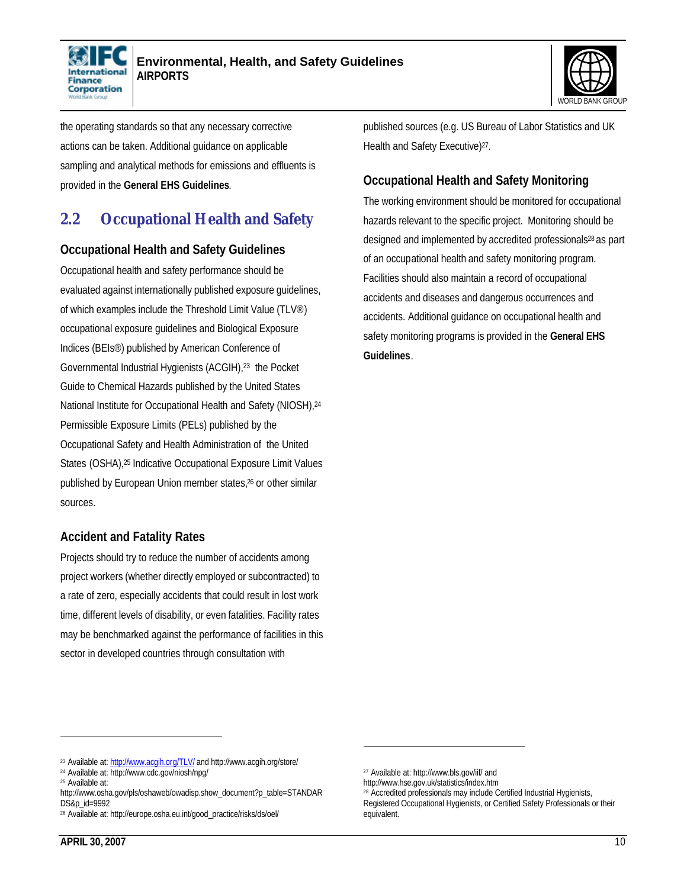the operating standards so that any necessary corrective actions can be taken. Additional guidance on applicable sampling and analytical methods for emissions and effluents is provided in the **General EHS Guidelines**.

## 2.2 Occupational Health and Safety

### Occupational Health and Safety Guidelines

Occupational health and safety performance should be evaluated against internationally published exposure guidelines, of which examples include the Threshold Limit Value (TLV®) occupational exposure guidelines and Biological Exposure Indices (BEIs®) published by American Conference of Governmental Industrial Hygienists (ACGIH),[23] the Pocket Guide to Chemical Hazards published by the United States National Institute for Occupational Health and Safety (NIOSH),[24] Permissible Exposure Limits (PELs) published by the Occupational Safety and Health Administration of the United States (OSHA),[25] Indicative Occupational Exposure Limit Values published by European Union member states,[26] or other similar sources.

### Accident and Fatality Rates

Projects should try to reduce the number of accidents among project workers (whether directly employed or subcontracted) to a rate of zero, especially accidents that could result in lost work time, different levels of disability, or even fatalities. Facility rates may be benchmarked against the performance of facilities in this sector in developed countries through consultation with published sources (e.g. US Bureau of Labor Statistics and UK Health and Safety Executive)[27].

### Occupational Health and Safety Monitoring

The working environment should be monitored for occupational hazards relevant to the specific project. Monitoring should be designed and implemented by accredited professionals[28] as part of an occupational health and safety monitoring program. Facilities should also maintain a record of occupational accidents and diseases and dangerous occurrences and accidents. Additional guidance on occupational health and safety monitoring programs is provided in the **General EHS Guidelines**.

---

[23] Available at: http://www.acgih.org/TLV/ and http://www.acgih.org/store/

[24] Available at: http://www.cdc.gov/niosh/npg/

[25] Available at: http://www.osha.gov/pls/oshaweb/owadisp.show_document?p_table=STANDARDS&p_id=9992

[26] Available at: http://europe.osha.eu.int/good_practice/risks/ds/oel/

[27] Available at: http://www.bls.gov/iif/ and http://www.hse.gov.uk/statistics/index.htm

[28] Accredited professionals may include Certified Industrial Hygienists, Registered Occupational Hygienists, or Certified Safety Professionals or their equivalent.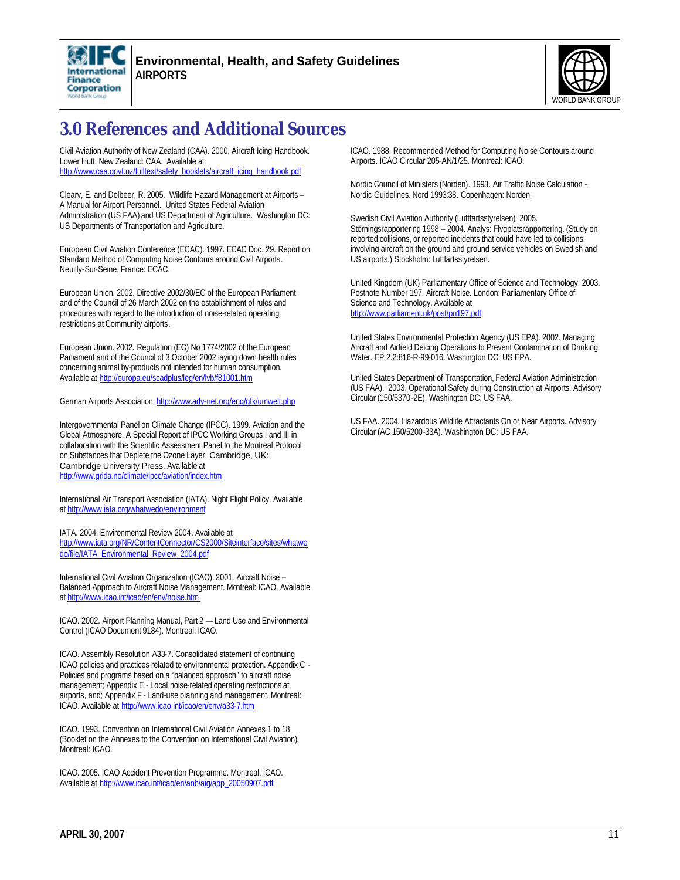# 3.0 References and Additional Sources

Civil Aviation Authority of New Zealand (CAA). 2000. Aircraft Icing Handbook. Lower Hutt, New Zealand: CAA. Available at http://www.caa.govt.nz/fulltext/safety_booklets/aircraft_icing_handbook.pdf

Cleary, E. and Dolbeer, R. 2005. Wildlife Hazard Management at Airports – A Manual for Airport Personnel. United States Federal Aviation Administration (US FAA) and US Department of Agriculture. Washington DC: US Departments of Transportation and Agriculture.

European Civil Aviation Conference (ECAC). 1997. ECAC Doc. 29. Report on Standard Method of Computing Noise Contours around Civil Airports. Neuilly-Sur-Seine, France: ECAC.

European Union. 2002. Directive 2002/30/EC of the European Parliament and of the Council of 26 March 2002 on the establishment of rules and procedures with regard to the introduction of noise-related operating restrictions at Community airports.

European Union. 2002. Regulation (EC) No 1774/2002 of the European Parliament and of the Council of 3 October 2002 laying down health rules concerning animal by-products not intended for human consumption. Available at http://europa.eu/scadplus/leg/en/lvb/f81001.htm

German Airports Association. http://www.adv-net.org/eng/gfx/umwelt.php

Intergovernmental Panel on Climate Change (IPCC). 1999. Aviation and the Global Atmosphere. A Special Report of IPCC Working Groups I and III in collaboration with the Scientific Assessment Panel to the Montreal Protocol on Substances that Deplete the Ozone Layer. Cambridge, UK: Cambridge University Press. Available at http://www.grida.no/climate/ipcc/aviation/index.htm

International Air Transport Association (IATA). Night Flight Policy. Available at http://www.iata.org/whatwedo/environment

IATA. 2004. Environmental Review 2004. Available at http://www.iata.org/NR/ContentConnector/CS2000/Siteinterface/sites/whatwedo/file/IATA_Environmental_Review_2004.pdf

International Civil Aviation Organization (ICAO). 2001. Aircraft Noise – Balanced Approach to Aircraft Noise Management. Montreal: ICAO. Available at http://www.icao.int/icao/en/env/noise.htm

ICAO. 2002. Airport Planning Manual, Part 2 — Land Use and Environmental Control (ICAO Document 9184). Montreal: ICAO.

ICAO. Assembly Resolution A33-7. Consolidated statement of continuing ICAO policies and practices related to environmental protection. Appendix C - Policies and programs based on a "balanced approach" to aircraft noise management; Appendix E - Local noise-related operating restrictions at airports, and; Appendix F - Land-use planning and management. Montreal: ICAO. Available at http://www.icao.int/icao/en/env/a33-7.htm

ICAO. 1993. Convention on International Civil Aviation Annexes 1 to 18 (Booklet on the Annexes to the Convention on International Civil Aviation). Montreal: ICAO.

ICAO. 2005. ICAO Accident Prevention Programme. Montreal: ICAO. Available at http://www.icao.int/icao/en/anb/aig/app_20050907.pdf

ICAO. 1988. Recommended Method for Computing Noise Contours around Airports. ICAO Circular 205-AN/1/25. Montreal: ICAO.

Nordic Council of Ministers (Norden). 1993. Air Traffic Noise Calculation - Nordic Guidelines. Nord 1993:38. Copenhagen: Norden.

Swedish Civil Aviation Authority (Luftfartsstyrelsen). 2005. Störningsrapportering 1998 – 2004. Analys: Flygplatsrapportering. (Study on reported collisions, or reported incidents that could have led to collisions, involving aircraft on the ground and ground service vehicles on Swedish and US airports.) Stockholm: Luftfartsstyrelsen.

United Kingdom (UK) Parliamentary Office of Science and Technology. 2003. Postnote Number 197. Aircraft Noise. London: Parliamentary Office of Science and Technology. Available at http://www.parliament.uk/post/pn197.pdf

United States Environmental Protection Agency (US EPA). 2002. Managing Aircraft and Airfield Deicing Operations to Prevent Contamination of Drinking Water. EP 2.2:816-R-99-016. Washington DC: US EPA.

United States Department of Transportation, Federal Aviation Administration (US FAA). 2003. Operational Safety during Construction at Airports. Advisory Circular (150/5370-2E). Washington DC: US FAA.

US FAA. 2004. Hazardous Wildlife Attractants On or Near Airports. Advisory Circular (AC 150/5200-33A). Washington DC: US FAA.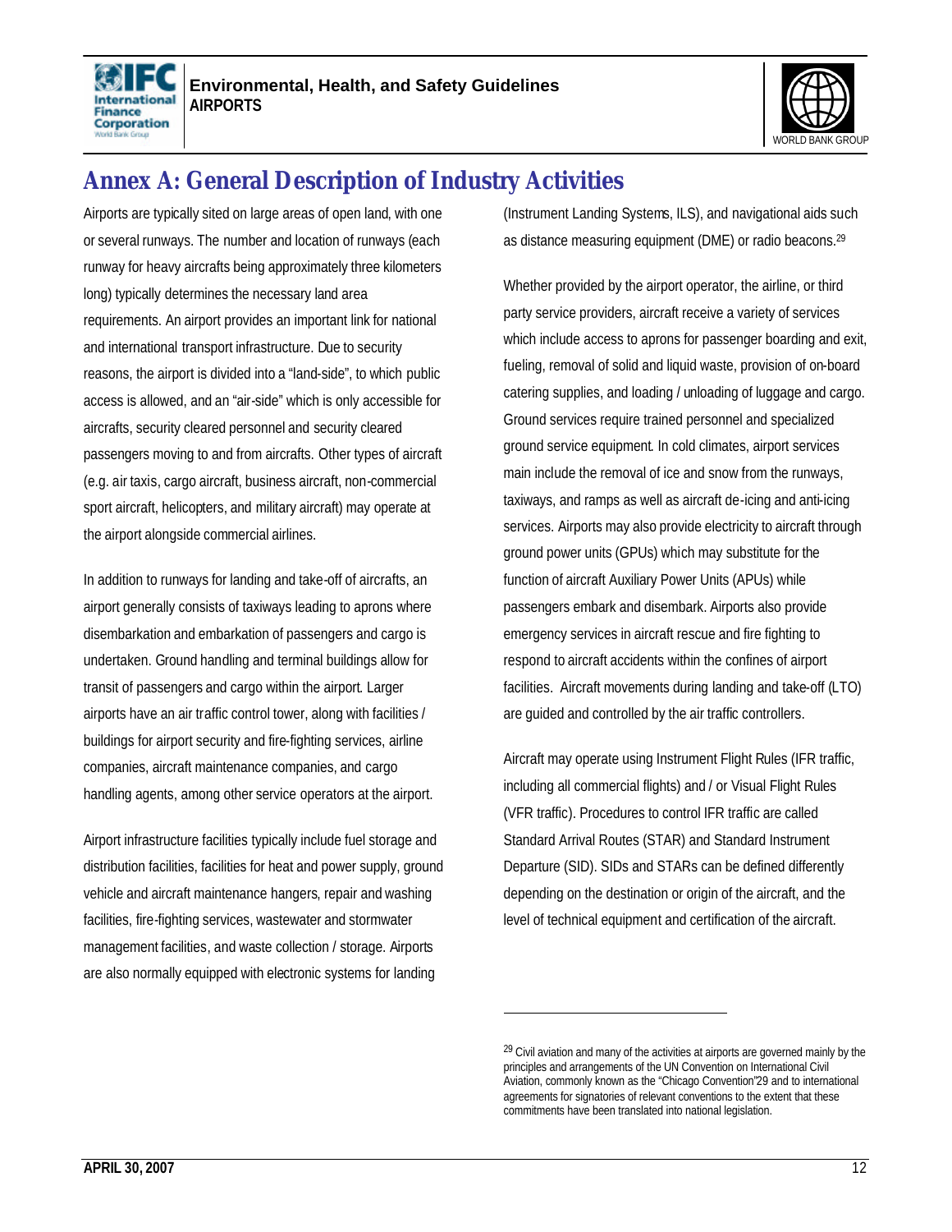# Annex A: General Description of Industry Activities

Airports are typically sited on large areas of open land, with one or several runways. The number and location of runways (each runway for heavy aircrafts being approximately three kilometers long) typically determines the necessary land area requirements. An airport provides an important link for national and international transport infrastructure. Due to security reasons, the airport is divided into a "land-side", to which public access is allowed, and an "air-side" which is only accessible for aircrafts, security cleared personnel and security cleared passengers moving to and from aircrafts. Other types of aircraft (e.g. air taxis, cargo aircraft, business aircraft, non-commercial sport aircraft, helicopters, and military aircraft) may operate at the airport alongside commercial airlines.

In addition to runways for landing and take-off of aircrafts, an airport generally consists of taxiways leading to aprons where disembarkation and embarkation of passengers and cargo is undertaken. Ground handling and terminal buildings allow for transit of passengers and cargo within the airport. Larger airports have an air traffic control tower, along with facilities / buildings for airport security and fire-fighting services, airline companies, aircraft maintenance companies, and cargo handling agents, among other service operators at the airport.

Airport infrastructure facilities typically include fuel storage and distribution facilities, facilities for heat and power supply, ground vehicle and aircraft maintenance hangers, repair and washing facilities, fire-fighting services, wastewater and stormwater management facilities, and waste collection / storage. Airports are also normally equipped with electronic systems for landing (Instrument Landing Systems, ILS), and navigational aids such as distance measuring equipment (DME) or radio beacons.[29]

Whether provided by the airport operator, the airline, or third party service providers, aircraft receive a variety of services which include access to aprons for passenger boarding and exit, fueling, removal of solid and liquid waste, provision of on-board catering supplies, and loading / unloading of luggage and cargo. Ground services require trained personnel and specialized ground service equipment. In cold climates, airport services main include the removal of ice and snow from the runways, taxiways, and ramps as well as aircraft de-icing and anti-icing services. Airports may also provide electricity to aircraft through ground power units (GPUs) which may substitute for the function of aircraft Auxiliary Power Units (APUs) while passengers embark and disembark. Airports also provide emergency services in aircraft rescue and fire fighting to respond to aircraft accidents within the confines of airport facilities. Aircraft movements during landing and take-off (LTO) are guided and controlled by the air traffic controllers.

Aircraft may operate using Instrument Flight Rules (IFR traffic, including all commercial flights) and / or Visual Flight Rules (VFR traffic). Procedures to control IFR traffic are called Standard Arrival Routes (STAR) and Standard Instrument Departure (SID). SIDs and STARs can be defined differently depending on the destination or origin of the aircraft, and the level of technical equipment and certification of the aircraft.

---

[29] Civil aviation and many of the activities at airports are governed mainly by the principles and arrangements of the UN Convention on International Civil Aviation, commonly known as the "Chicago Convention"29 and to international agreements for signatories of relevant conventions to the extent that these commitments have been translated into national legislation.